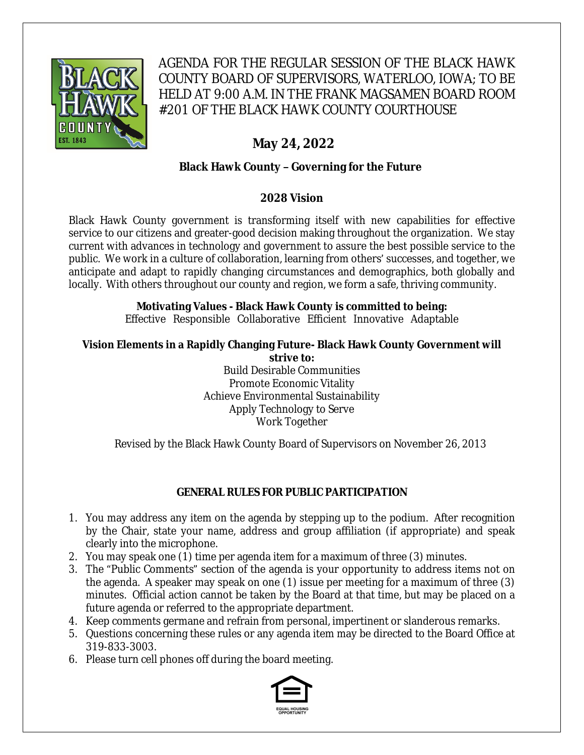# AGENDA FOR THE REGULAR SESSION OF THE BLACK HAWK COUNTY BOARD OF SUPERVISORS, WATERLOO, IOWA; TO BE HELD AT 9:00 A.M. IN THE FRANK MAGSAMEN BOARD ROOM #201 OF THE BLACK HAWK COUNTY COURTHOUSE

## May 24, 2022

**Black Hawk County – Governing for the Future**

### 2028 Vision

Black Hawk County government is transforming itself with new capabilities for effective service to our citizens and greater-good decision making throughout the organization. We stay current with advances in technology and government to assure the best possible service to the public. We work in a culture of collaboration, learning from others' successes, and together, we anticipate and adapt to rapidly changing circumstances and demographics, both globally and locally. With others throughout our county and region, we form a safe, thriving community.

**Motivating Values - Black Hawk County is committed to being:**
Effective Responsible Collaborative Efficient Innovative Adaptable

**Vision Elements in a Rapidly Changing Future- Black Hawk County Government will strive to:**

Build Desirable Communities
Promote Economic Vitality
Achieve Environmental Sustainability
Apply Technology to Serve
Work Together

Revised by the Black Hawk County Board of Supervisors on November 26, 2013

### GENERAL RULES FOR PUBLIC PARTICIPATION

1. You may address any item on the agenda by stepping up to the podium. After recognition by the Chair, state your name, address and group affiliation (if appropriate) and speak clearly into the microphone.
2. You may speak one (1) time per agenda item for a maximum of three (3) minutes.
3. The "Public Comments" section of the agenda is your opportunity to address items not on the agenda. A speaker may speak on one (1) issue per meeting for a maximum of three (3) minutes. Official action cannot be taken by the Board at that time, but may be placed on a future agenda or referred to the appropriate department.
4. Keep comments germane and refrain from personal, impertinent or slanderous remarks.
5. Questions concerning these rules or any agenda item may be directed to the Board Office at 319-833-3003.
6. Please turn cell phones off during the board meeting.

EQUAL HOUSING OPPORTUNITY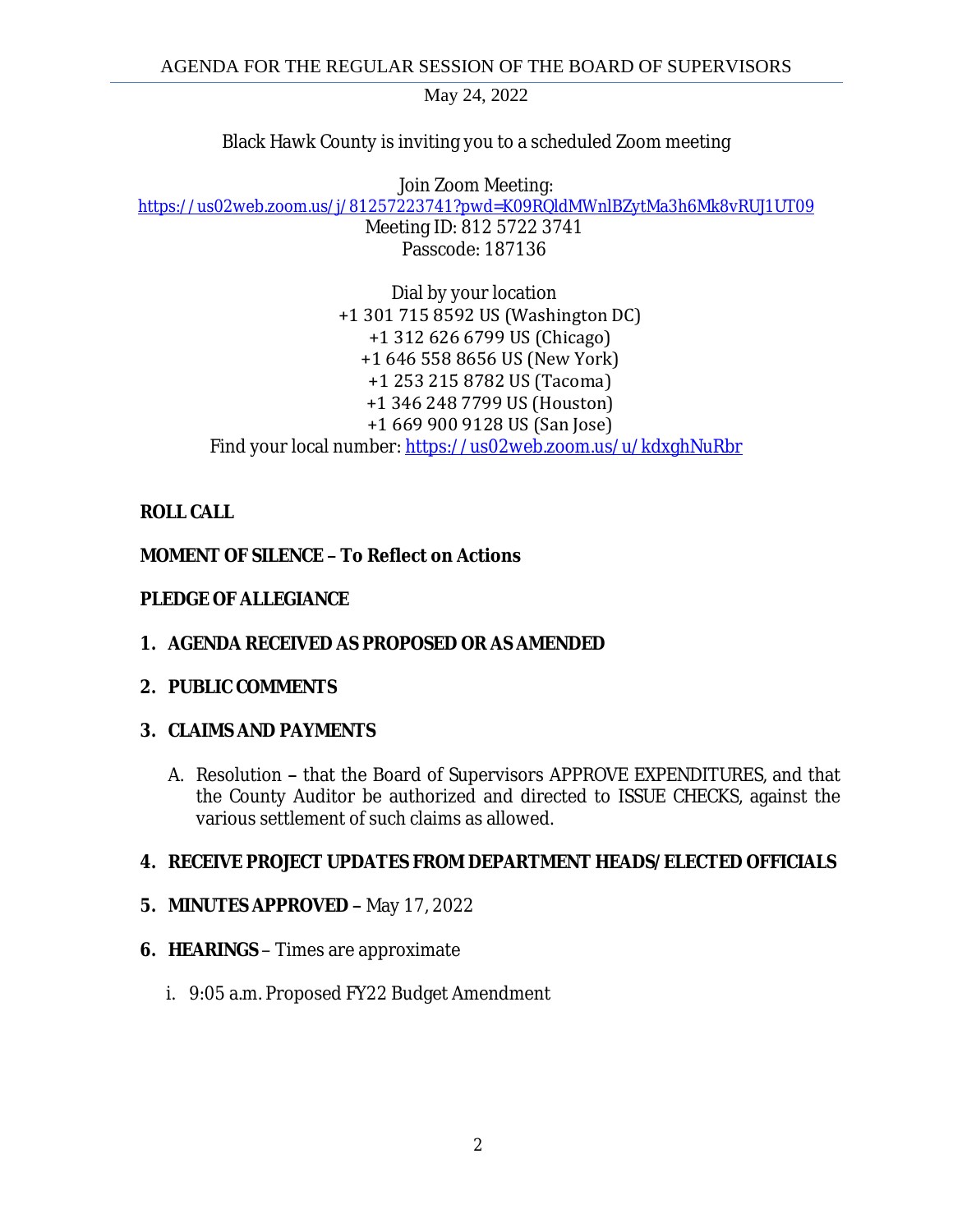AGENDA FOR THE REGULAR SESSION OF THE BOARD OF SUPERVISORS

May 24, 2022

Black Hawk County is inviting you to a scheduled Zoom meeting

Join Zoom Meeting:
https://us02web.zoom.us/j/81257223741?pwd=K09RQldMWnlBZytMa3h6Mk8vRUJ1UT09
Meeting ID: 812 5722 3741
Passcode: 187136

Dial by your location
+1 301 715 8592 US (Washington DC)
+1 312 626 6799 US (Chicago)
+1 646 558 8656 US (New York)
+1 253 215 8782 US (Tacoma)
+1 346 248 7799 US (Houston)
+1 669 900 9128 US (San Jose)
Find your local number: https://us02web.zoom.us/u/kdxghNuRbr

**ROLL CALL**

**MOMENT OF SILENCE – To Reflect on Actions**

**PLEDGE OF ALLEGIANCE**

1. **AGENDA RECEIVED AS PROPOSED OR AS AMENDED**

2. **PUBLIC COMMENTS**

3. **CLAIMS AND PAYMENTS**

   A. Resolution **–** that the Board of Supervisors APPROVE EXPENDITURES, and that the County Auditor be authorized and directed to ISSUE CHECKS, against the various settlement of such claims as allowed.

4. **RECEIVE PROJECT UPDATES FROM DEPARTMENT HEADS/ELECTED OFFICIALS**

5. **MINUTES APPROVED –** May 17, 2022

6. **HEARINGS** – Times are approximate

   i. 9:05 a.m. Proposed FY22 Budget Amendment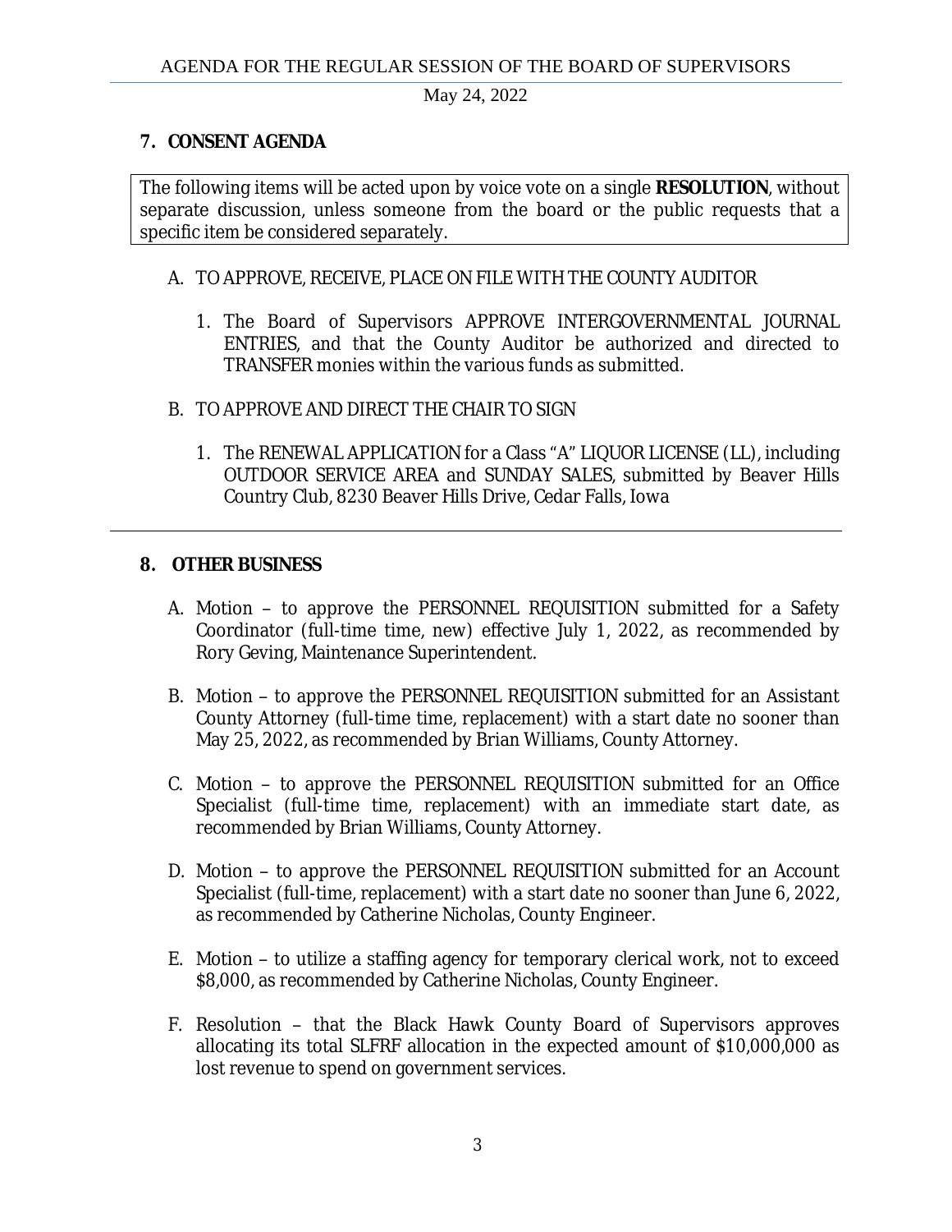## 7. CONSENT AGENDA

The following items will be acted upon by voice vote on a single **RESOLUTION**, without separate discussion, unless someone from the board or the public requests that a specific item be considered separately.

A. TO APPROVE, RECEIVE, PLACE ON FILE WITH THE COUNTY AUDITOR

1. The Board of Supervisors APPROVE INTERGOVERNMENTAL JOURNAL ENTRIES, and that the County Auditor be authorized and directed to TRANSFER monies within the various funds as submitted.

B. TO APPROVE AND DIRECT THE CHAIR TO SIGN

1. The RENEWAL APPLICATION for a Class "A" LIQUOR LICENSE (LL), including OUTDOOR SERVICE AREA and SUNDAY SALES, submitted by Beaver Hills Country Club, 8230 Beaver Hills Drive, Cedar Falls, Iowa

---

## 8. OTHER BUSINESS

A. Motion – to approve the PERSONNEL REQUISITION submitted for a Safety Coordinator (full-time time, new) effective July 1, 2022, as recommended by Rory Geving, Maintenance Superintendent.

B. Motion – to approve the PERSONNEL REQUISITION submitted for an Assistant County Attorney (full-time time, replacement) with a start date no sooner than May 25, 2022, as recommended by Brian Williams, County Attorney.

C. Motion – to approve the PERSONNEL REQUISITION submitted for an Office Specialist (full-time time, replacement) with an immediate start date, as recommended by Brian Williams, County Attorney.

D. Motion – to approve the PERSONNEL REQUISITION submitted for an Account Specialist (full-time, replacement) with a start date no sooner than June 6, 2022, as recommended by Catherine Nicholas, County Engineer.

E. Motion – to utilize a staffing agency for temporary clerical work, not to exceed $8,000, as recommended by Catherine Nicholas, County Engineer.

F. Resolution – that the Black Hawk County Board of Supervisors approves allocating its total SLFRF allocation in the expected amount of $10,000,000 as lost revenue to spend on government services.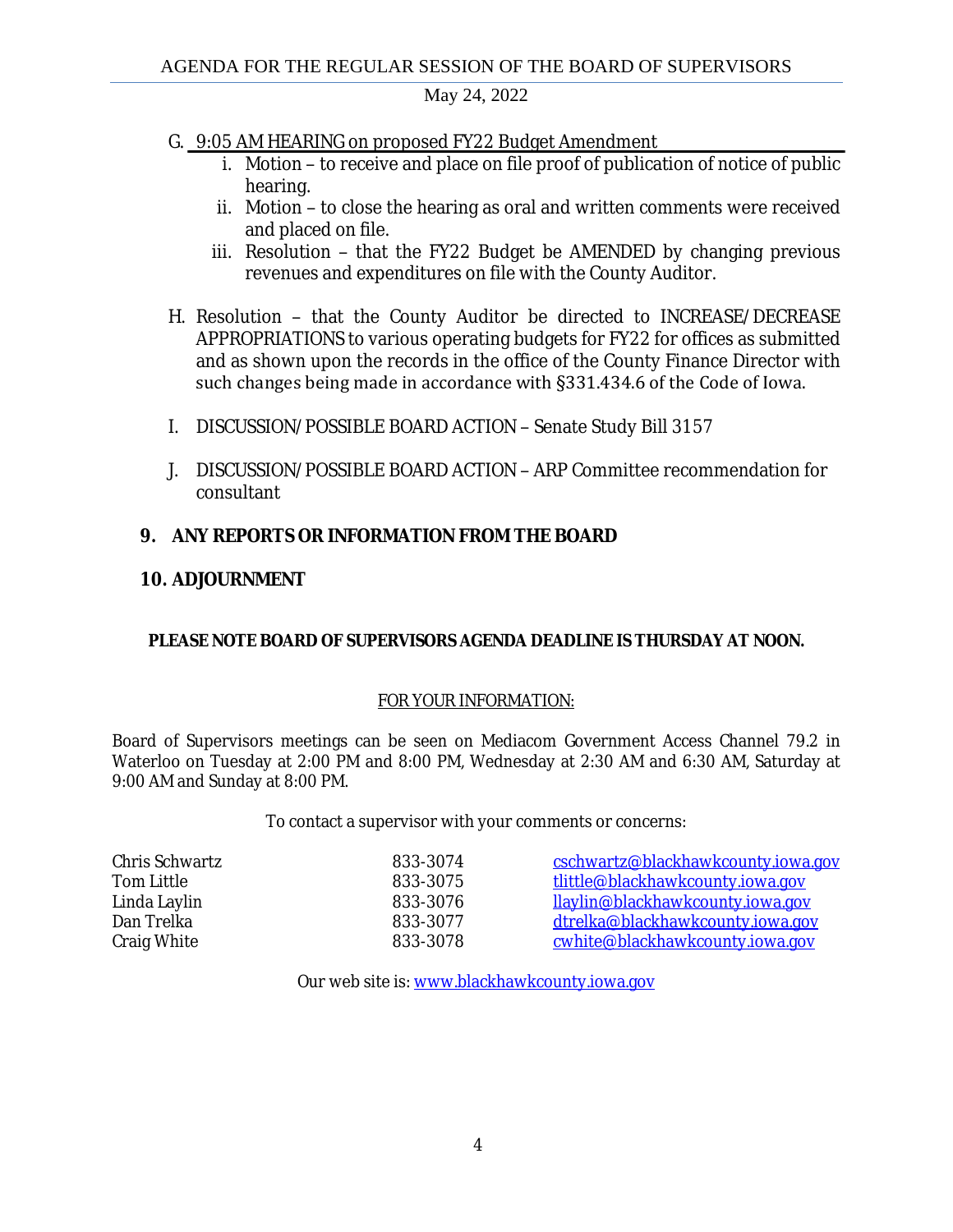G. 9:05 AM HEARING on proposed FY22 Budget Amendment

   i. Motion – to receive and place on file proof of publication of notice of public hearing.
   ii. Motion – to close the hearing as oral and written comments were received and placed on file.
   iii. Resolution – that the FY22 Budget be AMENDED by changing previous revenues and expenditures on file with the County Auditor.

H. Resolution – that the County Auditor be directed to INCREASE/DECREASE APPROPRIATIONS to various operating budgets for FY22 for offices as submitted and as shown upon the records in the office of the County Finance Director with such changes being made in accordance with §331.434.6 of the Code of Iowa.

I. DISCUSSION/POSSIBLE BOARD ACTION – Senate Study Bill 3157

J. DISCUSSION/POSSIBLE BOARD ACTION – ARP Committee recommendation for consultant

## 9. ANY REPORTS OR INFORMATION FROM THE BOARD

## 10. ADJOURNMENT

**PLEASE NOTE BOARD OF SUPERVISORS AGENDA DEADLINE IS THURSDAY AT NOON.**

FOR YOUR INFORMATION:

Board of Supervisors meetings can be seen on Mediacom Government Access Channel 79.2 in Waterloo on Tuesday at 2:00 PM and 8:00 PM, Wednesday at 2:30 AM and 6:30 AM, Saturday at 9:00 AM and Sunday at 8:00 PM.

To contact a supervisor with your comments or concerns:

| | | |
|---|---|---|
| Chris Schwartz | 833-3074 | cschwartz@blackhawkcounty.iowa.gov |
| Tom Little | 833-3075 | tlittle@blackhawkcounty.iowa.gov |
| Linda Laylin | 833-3076 | llaylin@blackhawkcounty.iowa.gov |
| Dan Trelka | 833-3077 | dtrelka@blackhawkcounty.iowa.gov |
| Craig White | 833-3078 | cwhite@blackhawkcounty.iowa.gov |

Our web site is: www.blackhawkcounty.iowa.gov